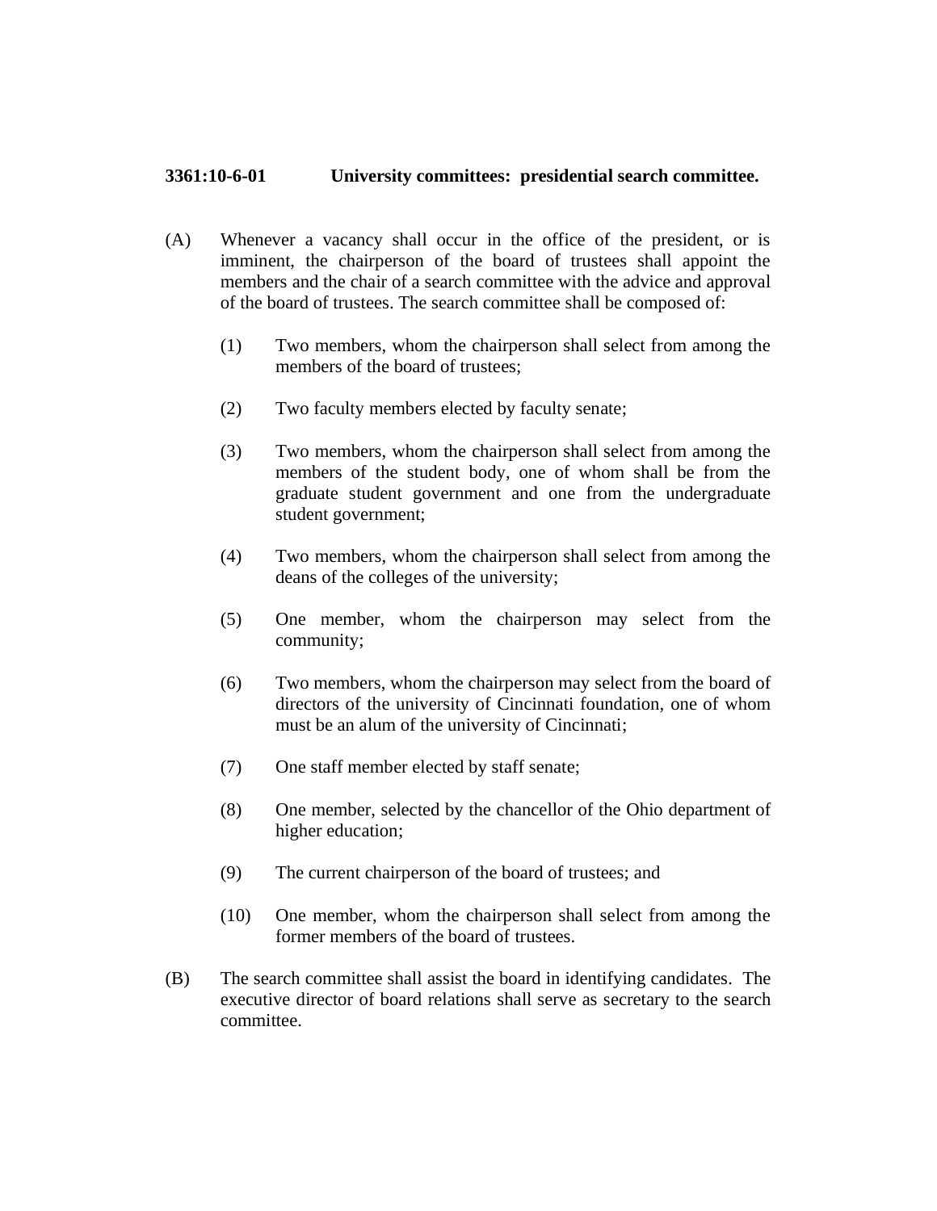**3361:10-6-01 University committees: presidential search committee.**

(A) Whenever a vacancy shall occur in the office of the president, or is imminent, the chairperson of the board of trustees shall appoint the members and the chair of a search committee with the advice and approval of the board of trustees. The search committee shall be composed of:

(1) Two members, whom the chairperson shall select from among the members of the board of trustees;

(2) Two faculty members elected by faculty senate;

(3) Two members, whom the chairperson shall select from among the members of the student body, one of whom shall be from the graduate student government and one from the undergraduate student government;

(4) Two members, whom the chairperson shall select from among the deans of the colleges of the university;

(5) One member, whom the chairperson may select from the community;

(6) Two members, whom the chairperson may select from the board of directors of the university of Cincinnati foundation, one of whom must be an alum of the university of Cincinnati;

(7) One staff member elected by staff senate;

(8) One member, selected by the chancellor of the Ohio department of higher education;

(9) The current chairperson of the board of trustees; and

(10) One member, whom the chairperson shall select from among the former members of the board of trustees.

(B) The search committee shall assist the board in identifying candidates. The executive director of board relations shall serve as secretary to the search committee.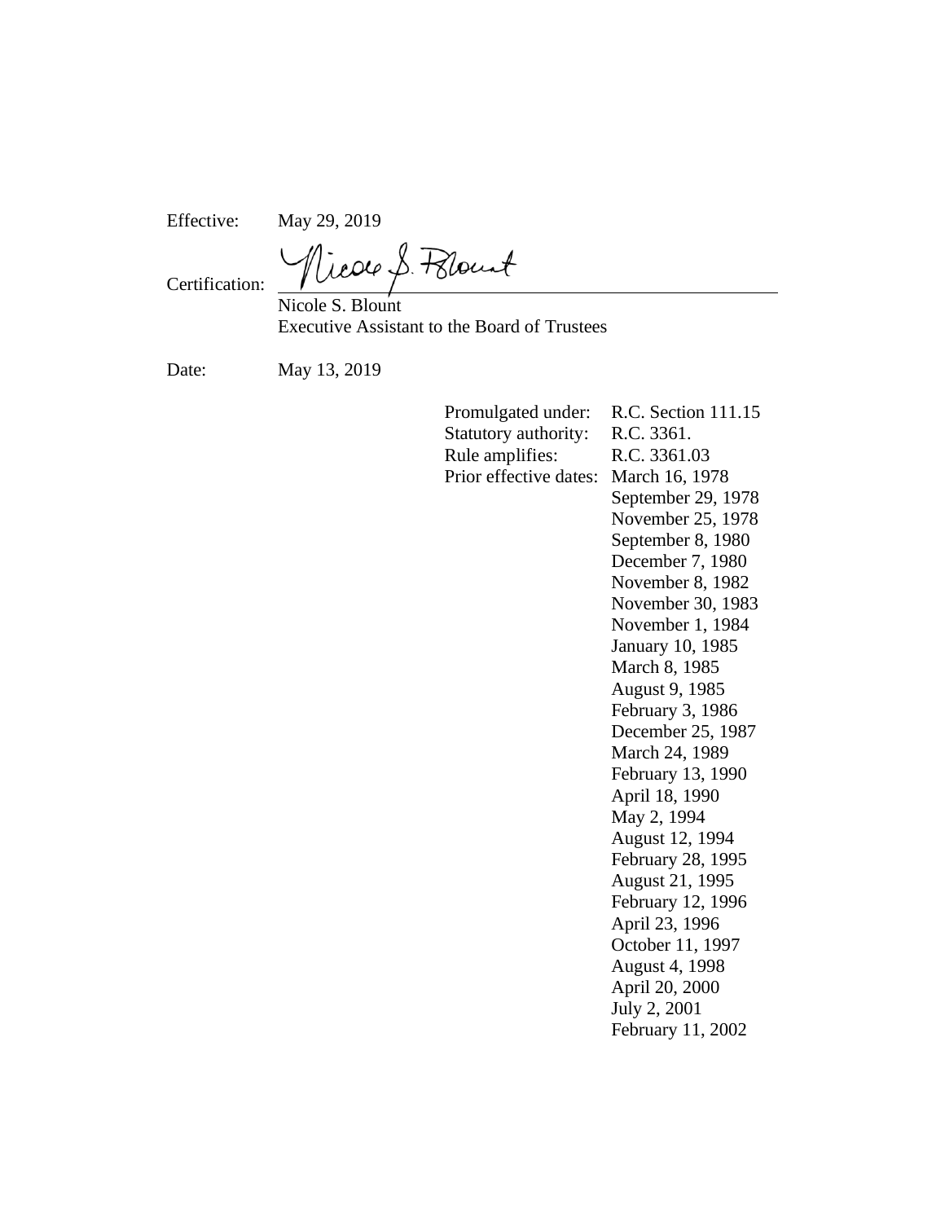Effective: May 29, 2019

Certification: Nicole S. Blount
Executive Assistant to the Board of Trustees

Date: May 13, 2019

| | |
|---|---|
| Promulgated under: | R.C. Section 111.15 |
| Statutory authority: | R.C. 3361. |
| Rule amplifies: | R.C. 3361.03 |
| Prior effective dates: | March 16, 1978 |
| | September 29, 1978 |
| | November 25, 1978 |
| | September 8, 1980 |
| | December 7, 1980 |
| | November 8, 1982 |
| | November 30, 1983 |
| | November 1, 1984 |
| | January 10, 1985 |
| | March 8, 1985 |
| | August 9, 1985 |
| | February 3, 1986 |
| | December 25, 1987 |
| | March 24, 1989 |
| | February 13, 1990 |
| | April 18, 1990 |
| | May 2, 1994 |
| | August 12, 1994 |
| | February 28, 1995 |
| | August 21, 1995 |
| | February 12, 1996 |
| | April 23, 1996 |
| | October 11, 1997 |
| | August 4, 1998 |
| | April 20, 2000 |
| | July 2, 2001 |
| | February 11, 2002 |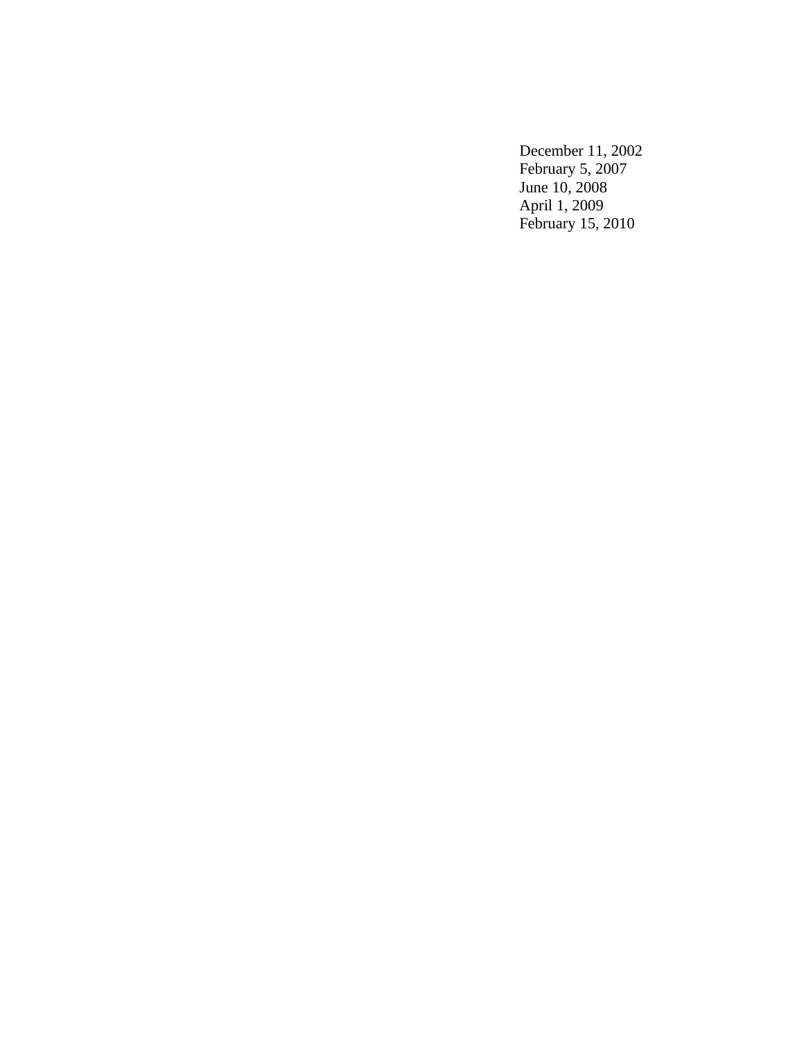December 11, 2002
February 5, 2007
June 10, 2008
April 1, 2009
February 15, 2010